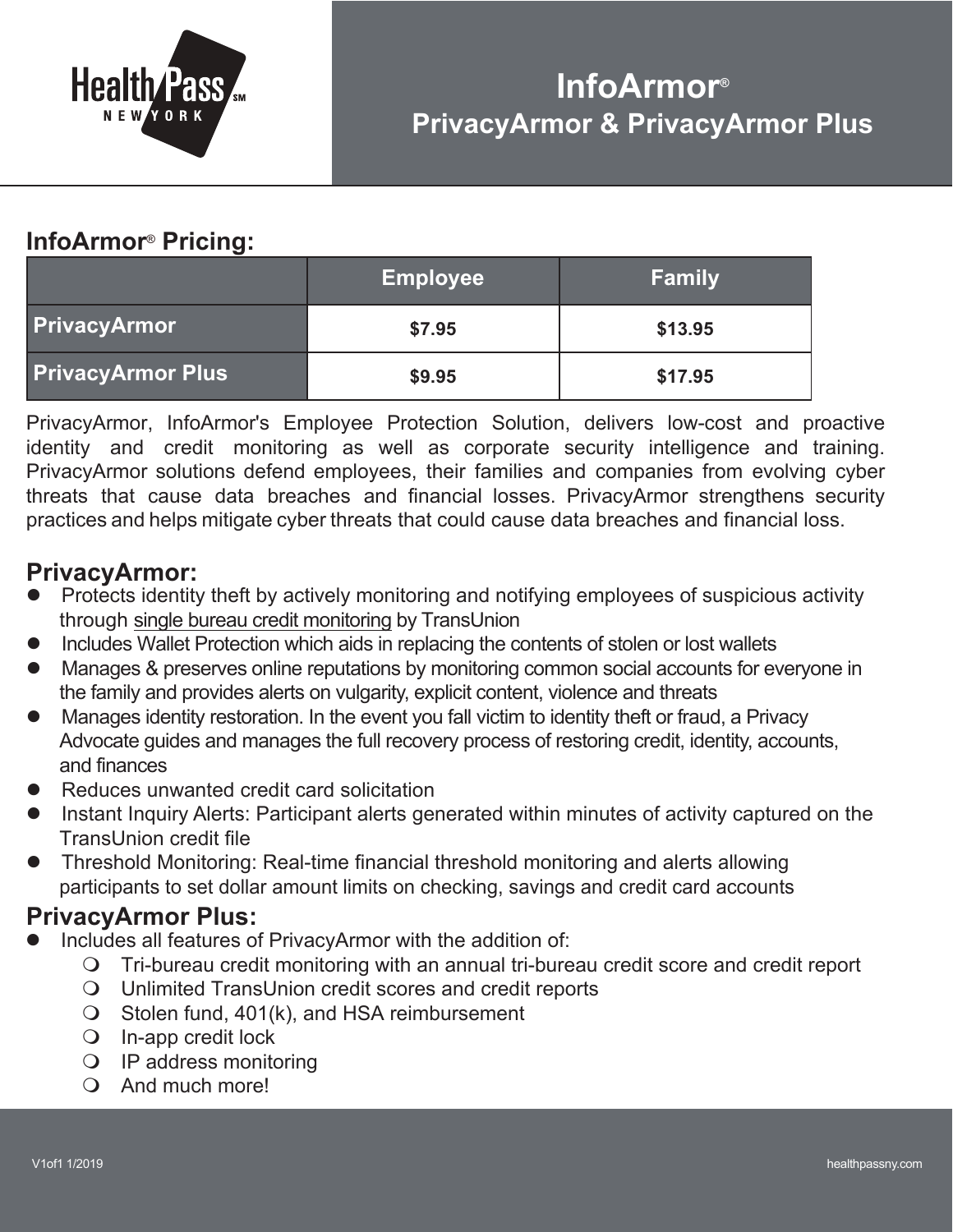# InfoArmor®

## PrivacyArmor & PrivacyArmor Plus

## InfoArmor® Pricing:

| | Employee | Family |
|---|---|---|
| PrivacyArmor | $7.95 | $13.95 |
| PrivacyArmor Plus | $9.95 | $17.95 |

PrivacyArmor, InfoArmor's Employee Protection Solution, delivers low-cost and proactive identity and credit monitoring as well as corporate security intelligence and training. PrivacyArmor solutions defend employees, their families and companies from evolving cyber threats that cause data breaches and financial losses. PrivacyArmor strengthens security practices and helps mitigate cyber threats that could cause data breaches and financial loss.

## PrivacyArmor:

- Protects identity theft by actively monitoring and notifying employees of suspicious activity through single bureau credit monitoring by TransUnion
- Includes Wallet Protection which aids in replacing the contents of stolen or lost wallets
- Manages & preserves online reputations by monitoring common social accounts for everyone in the family and provides alerts on vulgarity, explicit content, violence and threats
- Manages identity restoration. In the event you fall victim to identity theft or fraud, a Privacy Advocate guides and manages the full recovery process of restoring credit, identity, accounts, and finances
- Reduces unwanted credit card solicitation
- Instant Inquiry Alerts: Participant alerts generated within minutes of activity captured on the TransUnion credit file
- Threshold Monitoring: Real-time financial threshold monitoring and alerts allowing participants to set dollar amount limits on checking, savings and credit card accounts

## PrivacyArmor Plus:

- Includes all features of PrivacyArmor with the addition of:
  - Tri-bureau credit monitoring with an annual tri-bureau credit score and credit report
  - Unlimited TransUnion credit scores and credit reports
  - Stolen fund, 401(k), and HSA reimbursement
  - In-app credit lock
  - IP address monitoring
  - And much more!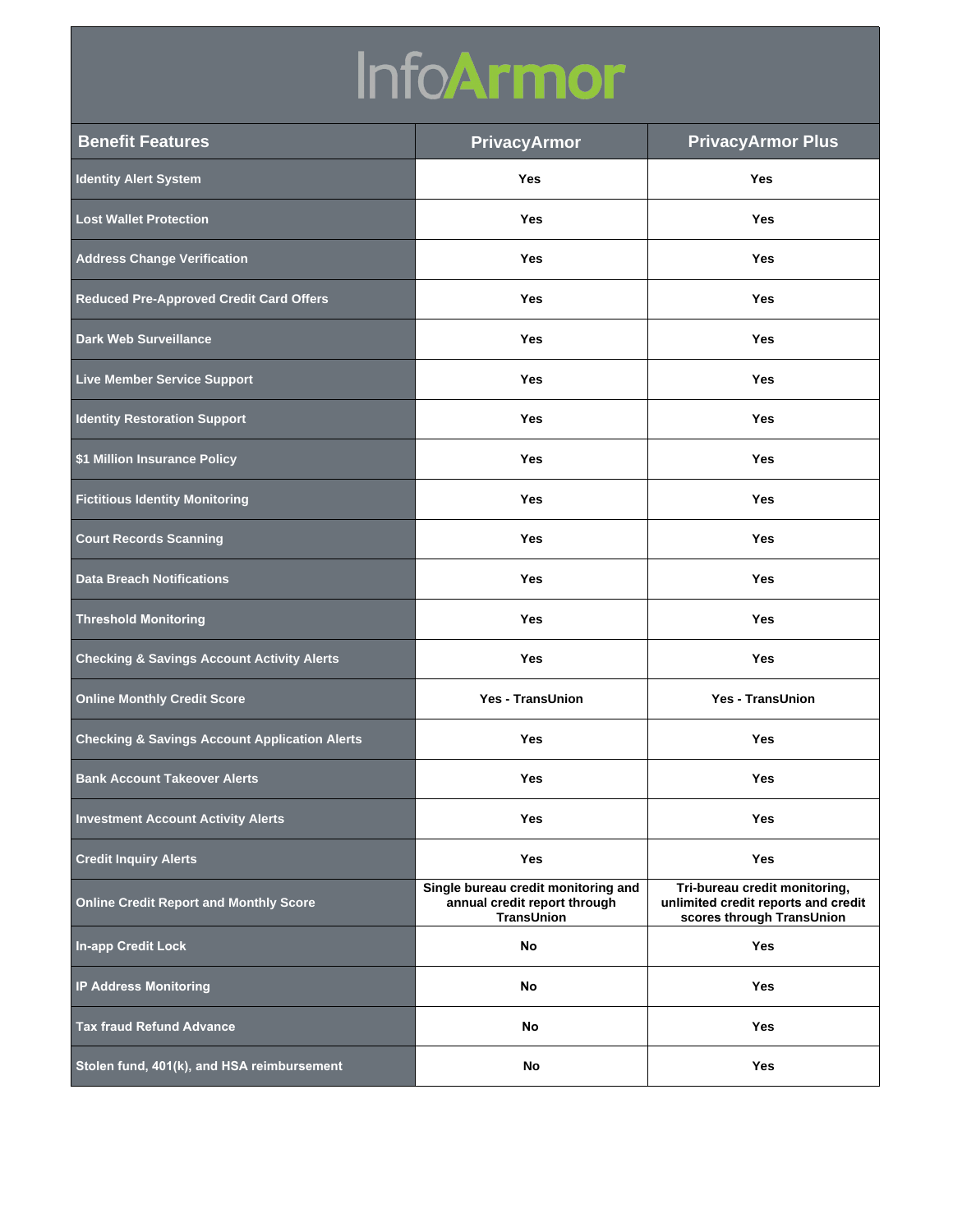# InfoArmor

| Benefit Features | PrivacyArmor | PrivacyArmor Plus |
|---|---|---|
| Identity Alert System | Yes | Yes |
| Lost Wallet Protection | Yes | Yes |
| Address Change Verification | Yes | Yes |
| Reduced Pre-Approved Credit Card Offers | Yes | Yes |
| Dark Web Surveillance | Yes | Yes |
| Live Member Service Support | Yes | Yes |
| Identity Restoration Support | Yes | Yes |
| $1 Million Insurance Policy | Yes | Yes |
| Fictitious Identity Monitoring | Yes | Yes |
| Court Records Scanning | Yes | Yes |
| Data Breach Notifications | Yes | Yes |
| Threshold Monitoring | Yes | Yes |
| Checking & Savings Account Activity Alerts | Yes | Yes |
| Online Monthly Credit Score | Yes - TransUnion | Yes - TransUnion |
| Checking & Savings Account Application Alerts | Yes | Yes |
| Bank Account Takeover Alerts | Yes | Yes |
| Investment Account Activity Alerts | Yes | Yes |
| Credit Inquiry Alerts | Yes | Yes |
| Online Credit Report and Monthly Score | Single bureau credit monitoring and annual credit report through TransUnion | Tri-bureau credit monitoring, unlimited credit reports and credit scores through TransUnion |
| In-app Credit Lock | No | Yes |
| IP Address Monitoring | No | Yes |
| Tax fraud Refund Advance | No | Yes |
| Stolen fund, 401(k), and HSA reimbursement | No | Yes |